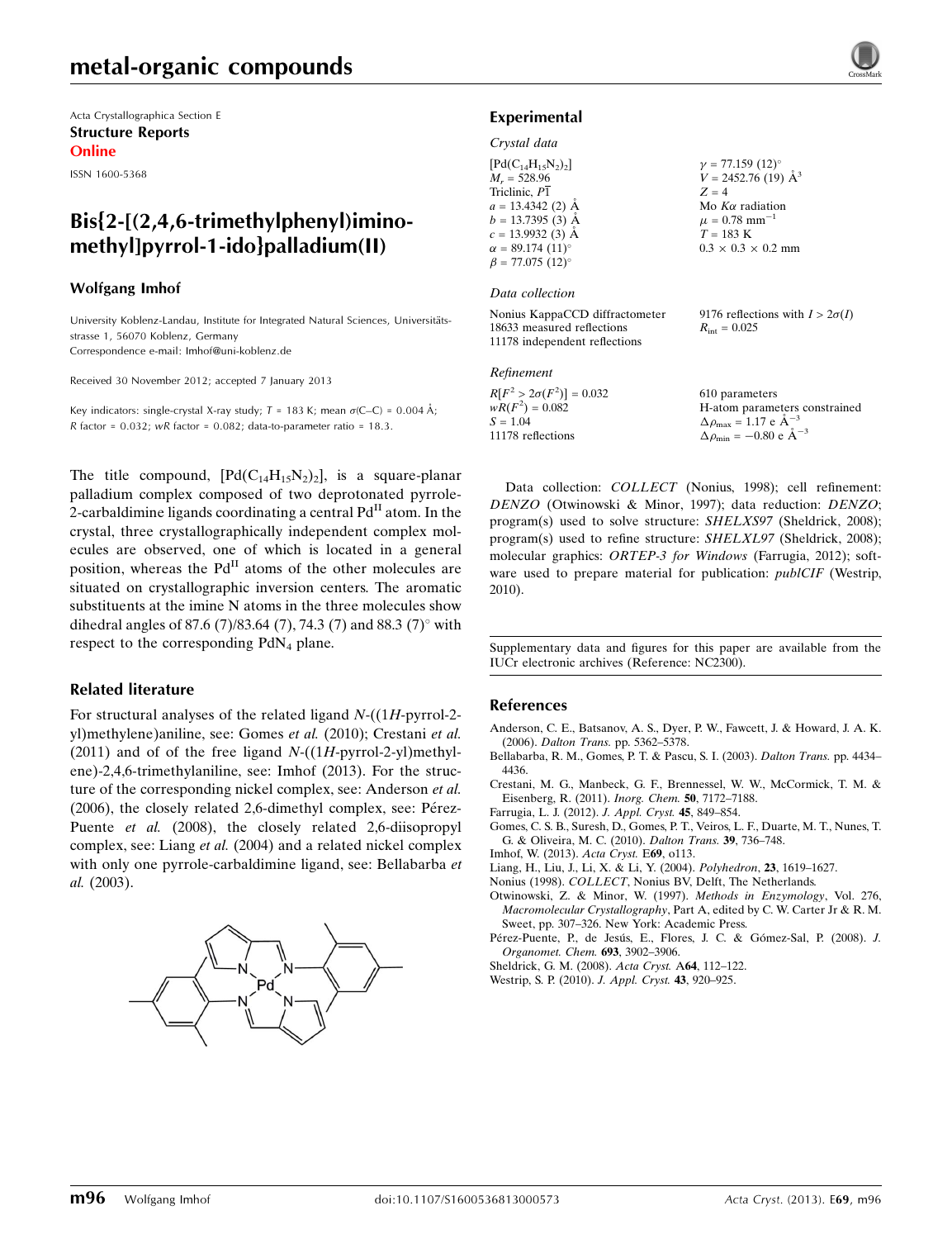metal-organic compounds

Acta Crystallographica Section E
**Structure Reports Online**
ISSN 1600-5368

# Bis{2-[(2,4,6-trimethylphenyl)imino­methyl]pyrrol-1-ido}palladium(II)

**Wolfgang Imhof**

University Koblenz-Landau, Institute for Integrated Natural Sciences, Universitätsstrasse 1, 56070 Koblenz, Germany
Correspondence e-mail: Imhof@uni-koblenz.de

Received 30 November 2012; accepted 7 January 2013

Key indicators: single-crystal X-ray study; $T$ = 183 K; mean $\sigma$(C–C) = 0.004 Å; $R$ factor = 0.032; $wR$ factor = 0.082; data-to-parameter ratio = 18.3.

The title compound, $[Pd(C_{14}H_{15}N_2)_2]$, is a square-planar palladium complex composed of two deprotonated pyrrole-2-carbaldimine ligands coordinating a central $Pd^{II}$ atom. In the crystal, three crystallographically independent complex molecules are observed, one of which is located in a general position, whereas the $Pd^{II}$ atoms of the other molecules are situated on crystallographic inversion centers. The aromatic substituents at the imine N atoms in the three molecules show dihedral angles of 87.6 (7)/83.64 (7), 74.3 (7) and 88.3 (7)° with respect to the corresponding $PdN_4$ plane.

## Related literature

For structural analyses of the related ligand *N*-((1*H*-pyrrol-2-yl)methylene)aniline, see: Gomes *et al.* (2010); Crestani *et al.* (2011) and of of the free ligand *N*-((1*H*-pyrrol-2-yl)methylene)-2,4,6-trimethylaniline, see: Imhof (2013). For the structure of the corresponding nickel complex, see: Anderson *et al.* (2006), the closely related 2,6-dimethyl complex, see: Pérez-Puente *et al.* (2008), the closely related 2,6-diisopropyl complex, see: Liang *et al.* (2004) and a related nickel complex with only one pyrrole-carbaldimine ligand, see: Bellabarba *et al.* (2003).

## Experimental

### Crystal data

$[Pd(C_{14}H_{15}N_2)_2]$
$M_r$ = 528.96
Triclinic, $P\overline{1}$
$a$ = 13.4342 (2) Å
$b$ = 13.7395 (3) Å
$c$ = 13.9932 (3) Å
$\alpha$ = 89.174 (11)°
$\beta$ = 77.075 (12)°
$\gamma$ = 77.159 (12)°
$V$ = 2452.76 (19) Å$^3$
$Z$ = 4
Mo $K\alpha$ radiation
$\mu$ = 0.78 mm$^{-1}$
$T$ = 183 K
0.3 × 0.3 × 0.2 mm

### Data collection

Nonius KappaCCD diffractometer
18633 measured reflections
11178 independent reflections
9176 reflections with $I > 2\sigma(I)$
$R_{int}$ = 0.025

### Refinement

$R[F^2 > 2\sigma(F^2)]$ = 0.032
$wR(F^2)$ = 0.082
$S$ = 1.04
11178 reflections
610 parameters
H-atom parameters constrained
$\Delta\rho_{max}$ = 1.17 e Å$^{-3}$
$\Delta\rho_{min}$ = −0.80 e Å$^{-3}$

Data collection: *COLLECT* (Nonius, 1998); cell refinement: *DENZO* (Otwinowski & Minor, 1997); data reduction: *DENZO*; program(s) used to solve structure: *SHELXS97* (Sheldrick, 2008); program(s) used to refine structure: *SHELXL97* (Sheldrick, 2008); molecular graphics: *ORTEP-3 for Windows* (Farrugia, 2012); software used to prepare material for publication: *publCIF* (Westrip, 2010).

Supplementary data and figures for this paper are available from the IUCr electronic archives (Reference: NC2300).

## References

Anderson, C. E., Batsanov, A. S., Dyer, P. W., Fawcett, J. & Howard, J. A. K. (2006). *Dalton Trans.* pp. 5362–5378.
Bellabarba, R. M., Gomes, P. T. & Pascu, S. I. (2003). *Dalton Trans.* pp. 4434–4436.
Crestani, M. G., Manbeck, G. F., Brennessel, W. W., McCormick, T. M. & Eisenberg, R. (2011). *Inorg. Chem.* **50**, 7172–7188.
Farrugia, L. J. (2012). *J. Appl. Cryst.* **45**, 849–854.
Gomes, C. S. B., Suresh, D., Gomes, P. T., Veiros, L. F., Duarte, M. T., Nunes, T. G. & Oliveira, M. C. (2010). *Dalton Trans.* **39**, 736–748.
Imhof, W. (2013). *Acta Cryst.* E**69**, o113.
Liang, H., Liu, J., Li, X. & Li, Y. (2004). *Polyhedron*, **23**, 1619–1627.
Nonius (1998). *COLLECT*. Nonius BV, Delft, The Netherlands.
Otwinowski, Z. & Minor, W. (1997). *Methods in Enzymology*, Vol. 276, *Macromolecular Crystallography*, Part A, edited by C. W. Carter Jr & R. M. Sweet, pp. 307–326. New York: Academic Press.
Pérez-Puente, P., de Jesús, E., Flores, J. C. & Gómez-Sal, P. (2008). *J. Organomet. Chem.* **693**, 3902–3906.
Sheldrick, G. M. (2008). *Acta Cryst.* A**64**, 112–122.
Westrip, S. P. (2010). *J. Appl. Cryst.* **43**, 920–925.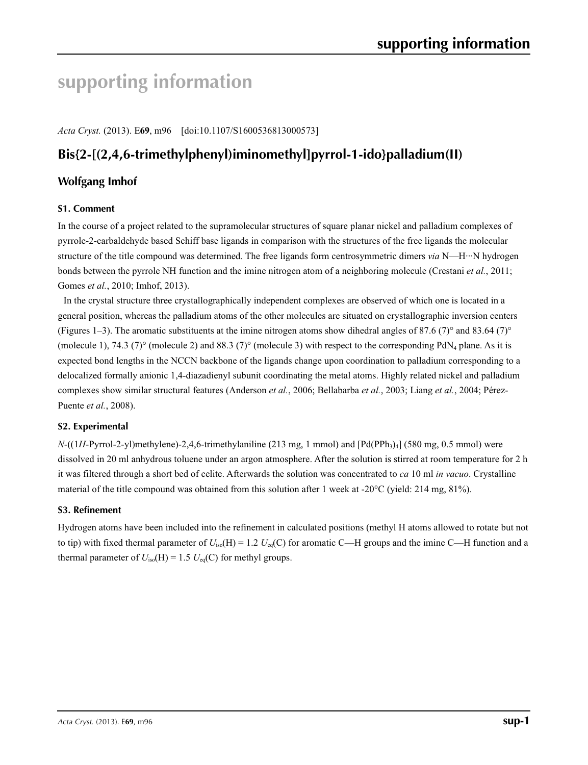# supporting information

*Acta Cryst.* (2013). E**69**, m96 [doi:10.1107/S1600536813000573]

## Bis{2-[(2,4,6-trimethylphenyl)iminomethyl]pyrrol-1-ido}palladium(II)

### Wolfgang Imhof

#### S1. Comment

In the course of a project related to the supramolecular structures of square planar nickel and palladium complexes of pyrrole-2-carbaldehyde based Schiff base ligands in comparison with the structures of the free ligands the molecular structure of the title compound was determined. The free ligands form centrosymmetric dimers *via* N—H···N hydrogen bonds between the pyrrole NH function and the imine nitrogen atom of a neighboring molecule (Crestani *et al.*, 2011; Gomes *et al.*, 2010; Imhof, 2013).

In the crystal structure three crystallographically independent complexes are observed of which one is located in a general position, whereas the palladium atoms of the other molecules are situated on crystallographic inversion centers (Figures 1–3). The aromatic substituents at the imine nitrogen atoms show dihedral angles of 87.6 (7)° and 83.64 (7)° (molecule 1), 74.3 (7)° (molecule 2) and 88.3 (7)° (molecule 3) with respect to the corresponding $PdN_4$ plane. As it is expected bond lengths in the NCCN backbone of the ligands change upon coordination to palladium corresponding to a delocalized formally anionic 1,4-diazadienyl subunit coordinating the metal atoms. Highly related nickel and palladium complexes show similar structural features (Anderson *et al.*, 2006; Bellabarba *et al.*, 2003; Liang *et al.*, 2004; Pérez-Puente *et al.*, 2008).

#### S2. Experimental

*N*-((1*H*-Pyrrol-2-yl)methylene)-2,4,6-trimethylaniline (213 mg, 1 mmol) and $[Pd(PPh_3)_4]$ (580 mg, 0.5 mmol) were dissolved in 20 ml anhydrous toluene under an argon atmosphere. After the solution is stirred at room temperature for 2 h it was filtered through a short bed of celite. Afterwards the solution was concentrated to *ca* 10 ml *in vacuo*. Crystalline material of the title compound was obtained from this solution after 1 week at -20°C (yield: 214 mg, 81%).

#### S3. Refinement

Hydrogen atoms have been included into the refinement in calculated positions (methyl H atoms allowed to rotate but not to tip) with fixed thermal parameter of $U_{iso}(H) = 1.2 U_{eq}(C)$ for aromatic C—H groups and the imine C—H function and a thermal parameter of $U_{iso}(H) = 1.5 U_{eq}(C)$ for methyl groups.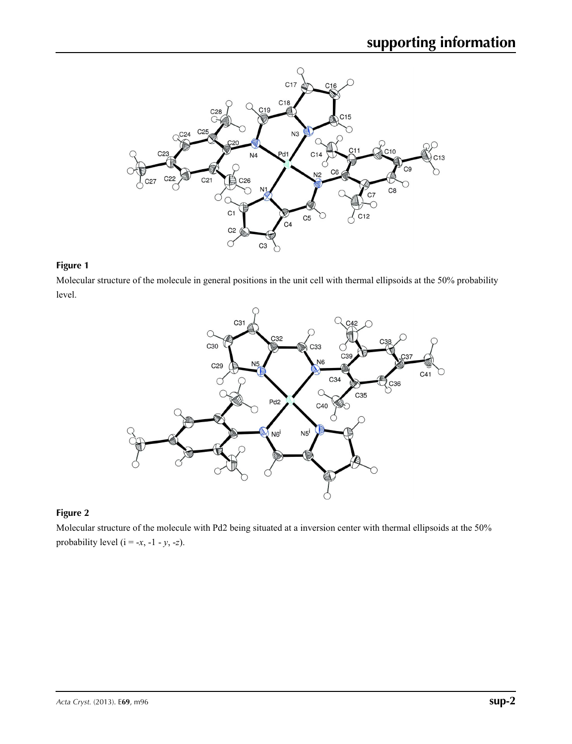**Figure 1**

Molecular structure of the molecule in general positions in the unit cell with thermal ellipsoids at the 50% probability level.

**Figure 2**

Molecular structure of the molecule with Pd2 being situated at a inversion center with thermal ellipsoids at the 50% probability level (i = -*x*, -1 - *y*, -*z*).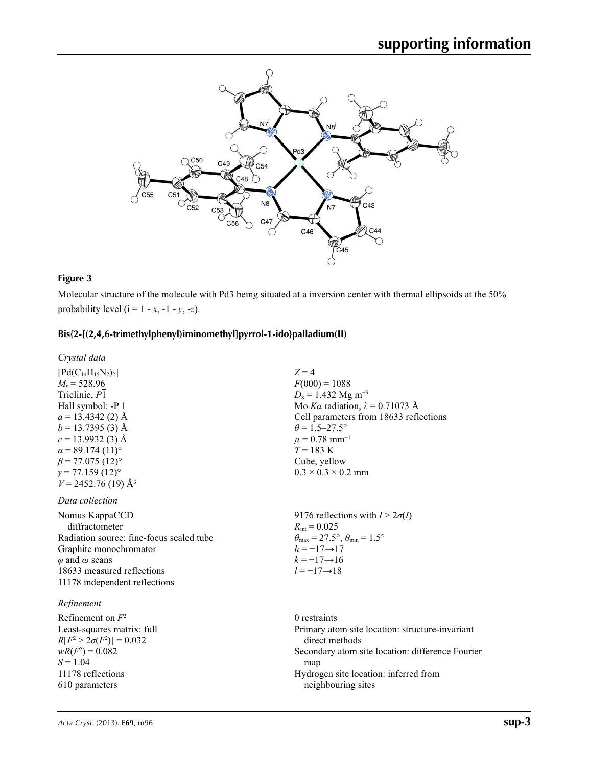**Figure 3**

Molecular structure of the molecule with Pd3 being situated at a inversion center with thermal ellipsoids at the 50% probability level (i = 1 - *x*, -1 - *y*, -*z*).

**Bis{2-[(2,4,6-trimethylphenyl)iminomethyl]pyrrol-1-ido}palladium(II)**

*Crystal data*

$[Pd(C_{14}H_{15}N_2)_2]$
$M_r = 528.96$
Triclinic, $P\overline{1}$
Hall symbol: -P 1
$a = 13.4342$ (2) Å
$b = 13.7395$ (3) Å
$c = 13.9932$ (3) Å
$\alpha = 89.174$ (11)°
$\beta = 77.075$ (12)°
$\gamma = 77.159$ (12)°
$V = 2452.76$ (19) Å$^3$
$Z = 4$
$F(000) = 1088$
$D_x = 1.432$ Mg m$^{-3}$
Mo $K\alpha$ radiation, $\lambda = 0.71073$ Å
Cell parameters from 18633 reflections
$\theta = 1.5–27.5°$
$\mu = 0.78$ mm$^{-1}$
$T = 183$ K
Cube, yellow
0.3 × 0.3 × 0.2 mm

*Data collection*

Nonius KappaCCD diffractometer
Radiation source: fine-focus sealed tube
Graphite monochromator
$\varphi$ and $\omega$ scans
18633 measured reflections
11178 independent reflections
9176 reflections with $I > 2\sigma(I)$
$R_{int} = 0.025$
$\theta_{max} = 27.5°$, $\theta_{min} = 1.5°$
$h = -17 \rightarrow 17$
$k = -17 \rightarrow 16$
$l = -17 \rightarrow 18$

*Refinement*

Refinement on $F^2$
Least-squares matrix: full
$R[F^2 > 2\sigma(F^2)] = 0.032$
$wR(F^2) = 0.082$
$S = 1.04$
11178 reflections
610 parameters
0 restraints
Primary atom site location: structure-invariant direct methods
Secondary atom site location: difference Fourier map
Hydrogen site location: inferred from neighbouring sites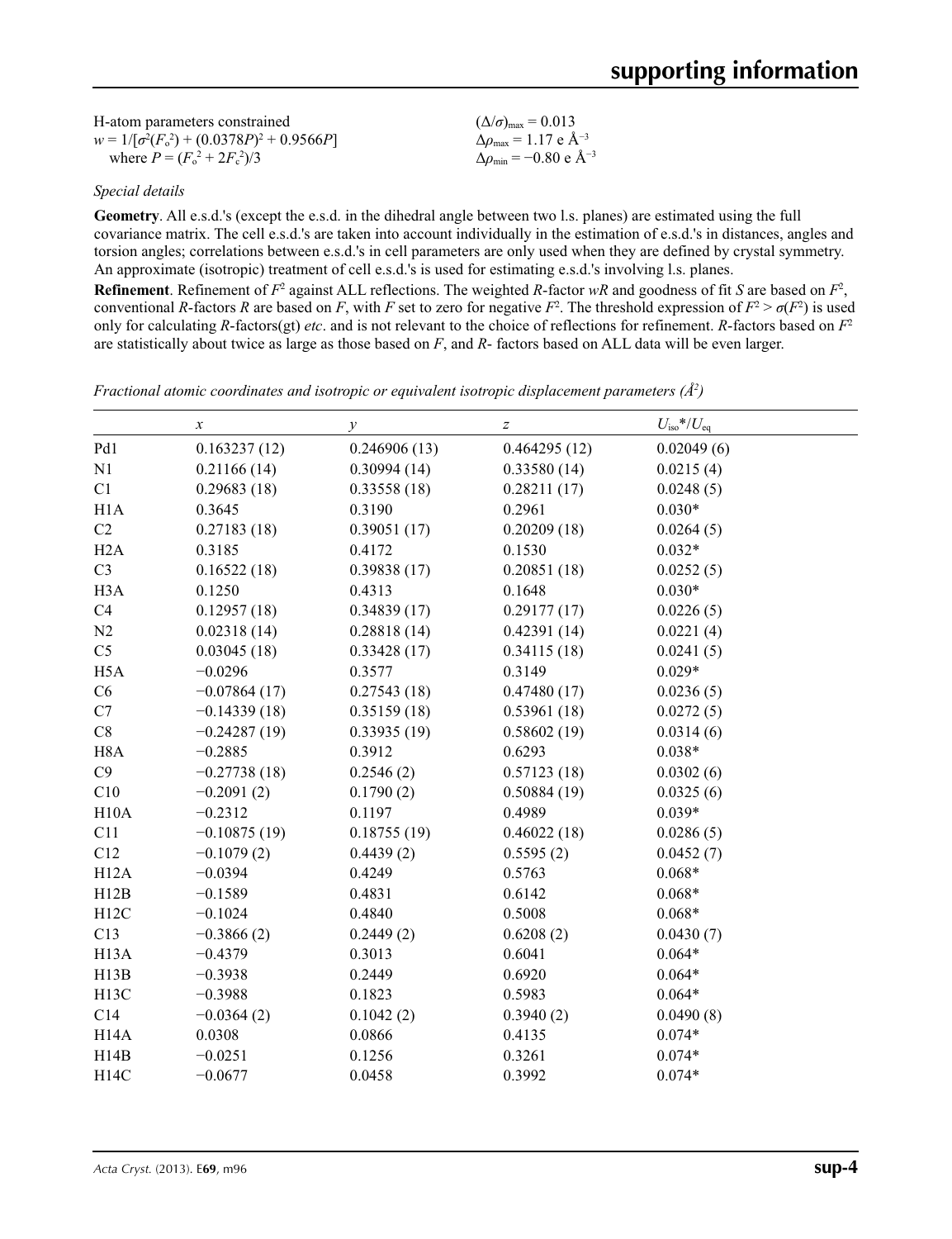H-atom parameters constrained
$w = 1/[\sigma^2(F_o^2) + (0.0378P)^2 + 0.9566P]$
where $P = (F_o^2 + 2F_c^2)/3$

$(\Delta/\sigma)_{max} = 0.013$
$\Delta\rho_{max} = 1.17$ e Å$^{-3}$
$\Delta\rho_{min} = -0.80$ e Å$^{-3}$

### *Special details*

**Geometry**. All e.s.d.'s (except the e.s.d. in the dihedral angle between two l.s. planes) are estimated using the full covariance matrix. The cell e.s.d.'s are taken into account individually in the estimation of e.s.d.'s in distances, angles and torsion angles; correlations between e.s.d.'s in cell parameters are only used when they are defined by crystal symmetry. An approximate (isotropic) treatment of cell e.s.d.'s is used for estimating e.s.d.'s involving l.s. planes.

**Refinement**. Refinement of $F^2$ against ALL reflections. The weighted *R*-factor *wR* and goodness of fit *S* are based on $F^2$, conventional *R*-factors *R* are based on *F*, with *F* set to zero for negative $F^2$. The threshold expression of $F^2 > \sigma(F^2)$ is used only for calculating *R*-factors(gt) *etc*. and is not relevant to the choice of reflections for refinement. *R*-factors based on $F^2$ are statistically about twice as large as those based on *F*, and *R*- factors based on ALL data will be even larger.

*Fractional atomic coordinates and isotropic or equivalent isotropic displacement parameters (Å$^2$)*

| | *x* | *y* | *z* | $U_{iso}$\*/$U_{eq}$ |
|---|---|---|---|---|
| Pd1 | 0.163237 (12) | 0.246906 (13) | 0.464295 (12) | 0.02049 (6) |
| N1 | 0.21166 (14) | 0.30994 (14) | 0.33580 (14) | 0.0215 (4) |
| C1 | 0.29683 (18) | 0.33558 (18) | 0.28211 (17) | 0.0248 (5) |
| H1A | 0.3645 | 0.3190 | 0.2961 | 0.030* |
| C2 | 0.27183 (18) | 0.39051 (17) | 0.20209 (18) | 0.0264 (5) |
| H2A | 0.3185 | 0.4172 | 0.1530 | 0.032* |
| C3 | 0.16522 (18) | 0.39838 (17) | 0.20851 (18) | 0.0252 (5) |
| H3A | 0.1250 | 0.4313 | 0.1648 | 0.030* |
| C4 | 0.12957 (18) | 0.34839 (17) | 0.29177 (17) | 0.0226 (5) |
| N2 | 0.02318 (14) | 0.28818 (14) | 0.42391 (14) | 0.0221 (4) |
| C5 | 0.03045 (18) | 0.33428 (17) | 0.34115 (18) | 0.0241 (5) |
| H5A | −0.0296 | 0.3577 | 0.3149 | 0.029* |
| C6 | −0.07864 (17) | 0.27543 (18) | 0.47480 (17) | 0.0236 (5) |
| C7 | −0.14339 (18) | 0.35159 (18) | 0.53961 (18) | 0.0272 (5) |
| C8 | −0.24287 (19) | 0.33935 (19) | 0.58602 (19) | 0.0314 (6) |
| H8A | −0.2885 | 0.3912 | 0.6293 | 0.038* |
| C9 | −0.27738 (18) | 0.2546 (2) | 0.57123 (18) | 0.0302 (6) |
| C10 | −0.2091 (2) | 0.1790 (2) | 0.50884 (19) | 0.0325 (6) |
| H10A | −0.2312 | 0.1197 | 0.4989 | 0.039* |
| C11 | −0.10875 (19) | 0.18755 (19) | 0.46022 (18) | 0.0286 (5) |
| C12 | −0.1079 (2) | 0.4439 (2) | 0.5595 (2) | 0.0452 (7) |
| H12A | −0.0394 | 0.4249 | 0.5763 | 0.068* |
| H12B | −0.1589 | 0.4831 | 0.6142 | 0.068* |
| H12C | −0.1024 | 0.4840 | 0.5008 | 0.068* |
| C13 | −0.3866 (2) | 0.2449 (2) | 0.6208 (2) | 0.0430 (7) |
| H13A | −0.4379 | 0.3013 | 0.6041 | 0.064* |
| H13B | −0.3938 | 0.2449 | 0.6920 | 0.064* |
| H13C | −0.3988 | 0.1823 | 0.5983 | 0.064* |
| C14 | −0.0364 (2) | 0.1042 (2) | 0.3940 (2) | 0.0490 (8) |
| H14A | 0.0308 | 0.0866 | 0.4135 | 0.074* |
| H14B | −0.0251 | 0.1256 | 0.3261 | 0.074* |
| H14C | −0.0677 | 0.0458 | 0.3992 | 0.074* |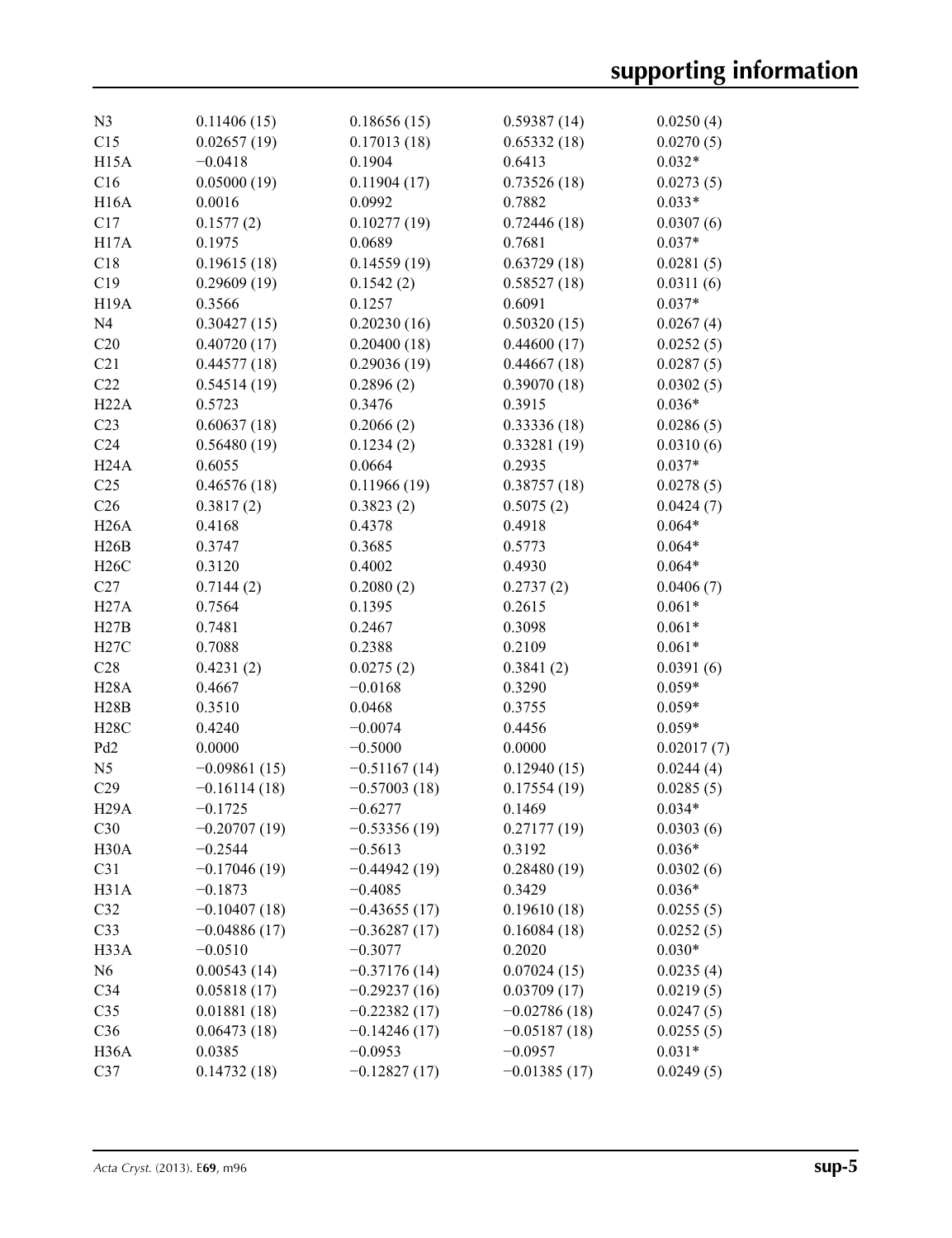| | | | | |
|---|---|---|---|---|
| N3 | 0.11406 (15) | 0.18656 (15) | 0.59387 (14) | 0.0250 (4) |
| C15 | 0.02657 (19) | 0.17013 (18) | 0.65332 (18) | 0.0270 (5) |
| H15A | −0.0418 | 0.1904 | 0.6413 | 0.032* |
| C16 | 0.05000 (19) | 0.11904 (17) | 0.73526 (18) | 0.0273 (5) |
| H16A | 0.0016 | 0.0992 | 0.7882 | 0.033* |
| C17 | 0.1577 (2) | 0.10277 (19) | 0.72446 (18) | 0.0307 (6) |
| H17A | 0.1975 | 0.0689 | 0.7681 | 0.037* |
| C18 | 0.19615 (18) | 0.14559 (19) | 0.63729 (18) | 0.0281 (5) |
| C19 | 0.29609 (19) | 0.1542 (2) | 0.58527 (18) | 0.0311 (6) |
| H19A | 0.3566 | 0.1257 | 0.6091 | 0.037* |
| N4 | 0.30427 (15) | 0.20230 (16) | 0.50320 (15) | 0.0267 (4) |
| C20 | 0.40720 (17) | 0.20400 (18) | 0.44600 (17) | 0.0252 (5) |
| C21 | 0.44577 (18) | 0.29036 (19) | 0.44667 (18) | 0.0287 (5) |
| C22 | 0.54514 (19) | 0.2896 (2) | 0.39070 (18) | 0.0302 (5) |
| H22A | 0.5723 | 0.3476 | 0.3915 | 0.036* |
| C23 | 0.60637 (18) | 0.2066 (2) | 0.33336 (18) | 0.0286 (5) |
| C24 | 0.56480 (19) | 0.1234 (2) | 0.33281 (19) | 0.0310 (6) |
| H24A | 0.6055 | 0.0664 | 0.2935 | 0.037* |
| C25 | 0.46576 (18) | 0.11966 (19) | 0.38757 (18) | 0.0278 (5) |
| C26 | 0.3817 (2) | 0.3823 (2) | 0.5075 (2) | 0.0424 (7) |
| H26A | 0.4168 | 0.4378 | 0.4918 | 0.064* |
| H26B | 0.3747 | 0.3685 | 0.5773 | 0.064* |
| H26C | 0.3120 | 0.4002 | 0.4930 | 0.064* |
| C27 | 0.7144 (2) | 0.2080 (2) | 0.2737 (2) | 0.0406 (7) |
| H27A | 0.7564 | 0.1395 | 0.2615 | 0.061* |
| H27B | 0.7481 | 0.2467 | 0.3098 | 0.061* |
| H27C | 0.7088 | 0.2388 | 0.2109 | 0.061* |
| C28 | 0.4231 (2) | 0.0275 (2) | 0.3841 (2) | 0.0391 (6) |
| H28A | 0.4667 | −0.0168 | 0.3290 | 0.059* |
| H28B | 0.3510 | 0.0468 | 0.3755 | 0.059* |
| H28C | 0.4240 | −0.0074 | 0.4456 | 0.059* |
| Pd2 | 0.0000 | −0.5000 | 0.0000 | 0.02017 (7) |
| N5 | −0.09861 (15) | −0.51167 (14) | 0.12940 (15) | 0.0244 (4) |
| C29 | −0.16114 (18) | −0.57003 (18) | 0.17554 (19) | 0.0285 (5) |
| H29A | −0.1725 | −0.6277 | 0.1469 | 0.034* |
| C30 | −0.20707 (19) | −0.53356 (19) | 0.27177 (19) | 0.0303 (6) |
| H30A | −0.2544 | −0.5613 | 0.3192 | 0.036* |
| C31 | −0.17046 (19) | −0.44942 (19) | 0.28480 (19) | 0.0302 (6) |
| H31A | −0.1873 | −0.4085 | 0.3429 | 0.036* |
| C32 | −0.10407 (18) | −0.43655 (17) | 0.19610 (18) | 0.0255 (5) |
| C33 | −0.04886 (17) | −0.36287 (17) | 0.16084 (18) | 0.0252 (5) |
| H33A | −0.0510 | −0.3077 | 0.2020 | 0.030* |
| N6 | 0.00543 (14) | −0.37176 (14) | 0.07024 (15) | 0.0235 (4) |
| C34 | 0.05818 (17) | −0.29237 (16) | 0.03709 (17) | 0.0219 (5) |
| C35 | 0.01881 (18) | −0.22382 (17) | −0.02786 (18) | 0.0247 (5) |
| C36 | 0.06473 (18) | −0.14246 (17) | −0.05187 (18) | 0.0255 (5) |
| H36A | 0.0385 | −0.0953 | −0.0957 | 0.031* |
| C37 | 0.14732 (18) | −0.12827 (17) | −0.01385 (17) | 0.0249 (5) |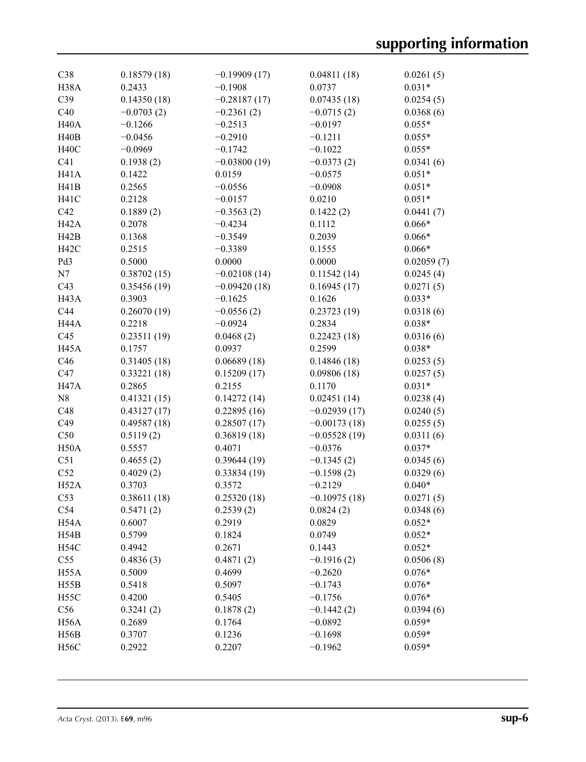| | | | | |
|---|---|---|---|---|
| C38 | 0.18579 (18) | −0.19909 (17) | 0.04811 (18) | 0.0261 (5) |
| H38A | 0.2433 | −0.1908 | 0.0737 | 0.031* |
| C39 | 0.14350 (18) | −0.28187 (17) | 0.07435 (18) | 0.0254 (5) |
| C40 | −0.0703 (2) | −0.2361 (2) | −0.0715 (2) | 0.0368 (6) |
| H40A | −0.1266 | −0.2513 | −0.0197 | 0.055* |
| H40B | −0.0456 | −0.2910 | −0.1211 | 0.055* |
| H40C | −0.0969 | −0.1742 | −0.1022 | 0.055* |
| C41 | 0.1938 (2) | −0.03800 (19) | −0.0373 (2) | 0.0341 (6) |
| H41A | 0.1422 | 0.0159 | −0.0575 | 0.051* |
| H41B | 0.2565 | −0.0556 | −0.0908 | 0.051* |
| H41C | 0.2128 | −0.0157 | 0.0210 | 0.051* |
| C42 | 0.1889 (2) | −0.3563 (2) | 0.1422 (2) | 0.0441 (7) |
| H42A | 0.2078 | −0.4234 | 0.1112 | 0.066* |
| H42B | 0.1368 | −0.3549 | 0.2039 | 0.066* |
| H42C | 0.2515 | −0.3389 | 0.1555 | 0.066* |
| Pd3 | 0.5000 | 0.0000 | 0.0000 | 0.02059 (7) |
| N7 | 0.38702 (15) | −0.02108 (14) | 0.11542 (14) | 0.0245 (4) |
| C43 | 0.35456 (19) | −0.09420 (18) | 0.16945 (17) | 0.0271 (5) |
| H43A | 0.3903 | −0.1625 | 0.1626 | 0.033* |
| C44 | 0.26070 (19) | −0.0556 (2) | 0.23723 (19) | 0.0318 (6) |
| H44A | 0.2218 | −0.0924 | 0.2834 | 0.038* |
| C45 | 0.23511 (19) | 0.0468 (2) | 0.22423 (18) | 0.0316 (6) |
| H45A | 0.1757 | 0.0937 | 0.2599 | 0.038* |
| C46 | 0.31405 (18) | 0.06689 (18) | 0.14846 (18) | 0.0253 (5) |
| C47 | 0.33221 (18) | 0.15209 (17) | 0.09806 (18) | 0.0257 (5) |
| H47A | 0.2865 | 0.2155 | 0.1170 | 0.031* |
| N8 | 0.41321 (15) | 0.14272 (14) | 0.02451 (14) | 0.0238 (4) |
| C48 | 0.43127 (17) | 0.22895 (16) | −0.02939 (17) | 0.0240 (5) |
| C49 | 0.49587 (18) | 0.28507 (17) | −0.00173 (18) | 0.0255 (5) |
| C50 | 0.5119 (2) | 0.36819 (18) | −0.05528 (19) | 0.0311 (6) |
| H50A | 0.5557 | 0.4071 | −0.0376 | 0.037* |
| C51 | 0.4655 (2) | 0.39644 (19) | −0.1345 (2) | 0.0345 (6) |
| C52 | 0.4029 (2) | 0.33834 (19) | −0.1598 (2) | 0.0329 (6) |
| H52A | 0.3703 | 0.3572 | −0.2129 | 0.040* |
| C53 | 0.38611 (18) | 0.25320 (18) | −0.10975 (18) | 0.0271 (5) |
| C54 | 0.5471 (2) | 0.2539 (2) | 0.0824 (2) | 0.0348 (6) |
| H54A | 0.6007 | 0.2919 | 0.0829 | 0.052* |
| H54B | 0.5799 | 0.1824 | 0.0749 | 0.052* |
| H54C | 0.4942 | 0.2671 | 0.1443 | 0.052* |
| C55 | 0.4836 (3) | 0.4871 (2) | −0.1916 (2) | 0.0506 (8) |
| H55A | 0.5009 | 0.4699 | −0.2620 | 0.076* |
| H55B | 0.5418 | 0.5097 | −0.1743 | 0.076* |
| H55C | 0.4200 | 0.5405 | −0.1756 | 0.076* |
| C56 | 0.3241 (2) | 0.1878 (2) | −0.1442 (2) | 0.0394 (6) |
| H56A | 0.2689 | 0.1764 | −0.0892 | 0.059* |
| H56B | 0.3707 | 0.1236 | −0.1698 | 0.059* |
| H56C | 0.2922 | 0.2207 | −0.1962 | 0.059* |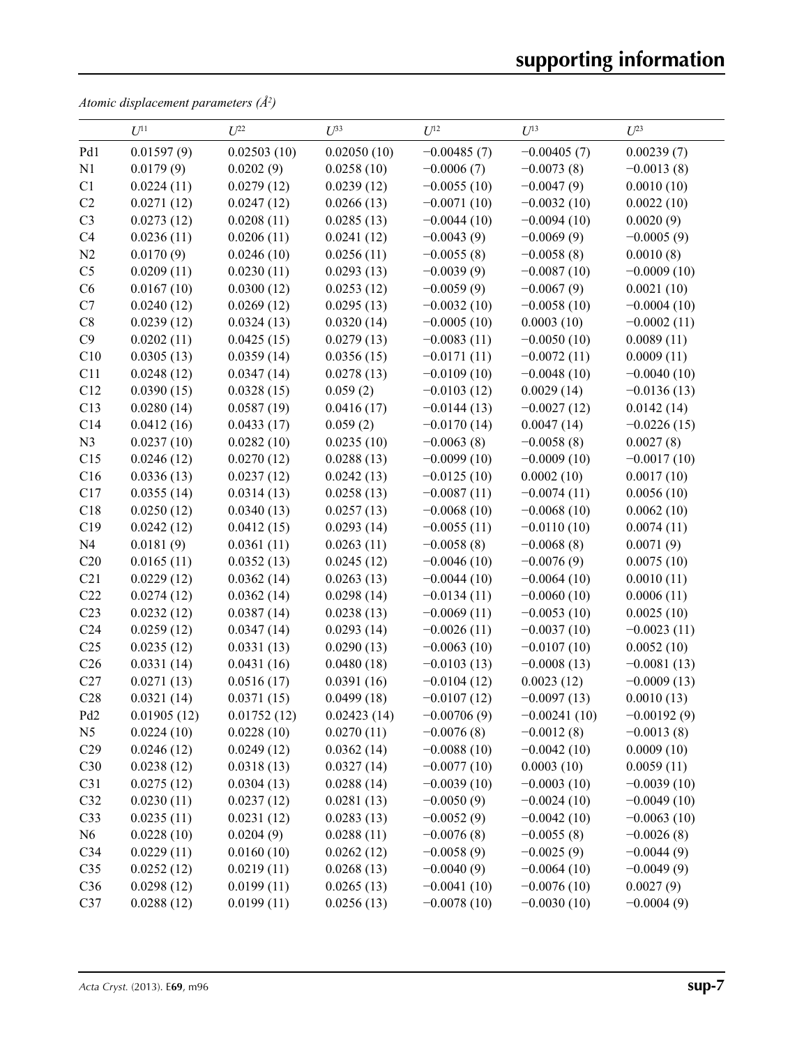*Atomic displacement parameters (Å$^2$)*

| | $U^{11}$ | $U^{22}$ | $U^{33}$ | $U^{12}$ | $U^{13}$ | $U^{23}$ |
|---|---|---|---|---|---|---|
| Pd1 | 0.01597 (9) | 0.02503 (10) | 0.02050 (10) | −0.00485 (7) | −0.00405 (7) | 0.00239 (7) |
| N1 | 0.0179 (9) | 0.0202 (9) | 0.0258 (10) | −0.0006 (7) | −0.0073 (8) | −0.0013 (8) |
| C1 | 0.0224 (11) | 0.0279 (12) | 0.0239 (12) | −0.0055 (10) | −0.0047 (9) | 0.0010 (10) |
| C2 | 0.0271 (12) | 0.0247 (12) | 0.0266 (13) | −0.0071 (10) | −0.0032 (10) | 0.0022 (10) |
| C3 | 0.0273 (12) | 0.0208 (11) | 0.0285 (13) | −0.0044 (10) | −0.0094 (10) | 0.0020 (9) |
| C4 | 0.0236 (11) | 0.0206 (11) | 0.0241 (12) | −0.0043 (9) | −0.0069 (9) | −0.0005 (9) |
| N2 | 0.0170 (9) | 0.0246 (10) | 0.0256 (11) | −0.0055 (8) | −0.0058 (8) | 0.0010 (8) |
| C5 | 0.0209 (11) | 0.0230 (11) | 0.0293 (13) | −0.0039 (9) | −0.0087 (10) | −0.0009 (10) |
| C6 | 0.0167 (10) | 0.0300 (12) | 0.0253 (12) | −0.0059 (9) | −0.0067 (9) | 0.0021 (10) |
| C7 | 0.0240 (12) | 0.0269 (12) | 0.0295 (13) | −0.0032 (10) | −0.0058 (10) | −0.0004 (10) |
| C8 | 0.0239 (12) | 0.0324 (13) | 0.0320 (14) | −0.0005 (10) | 0.0003 (10) | −0.0002 (11) |
| C9 | 0.0202 (11) | 0.0425 (15) | 0.0279 (13) | −0.0083 (11) | −0.0050 (10) | 0.0089 (11) |
| C10 | 0.0305 (13) | 0.0359 (14) | 0.0356 (15) | −0.0171 (11) | −0.0072 (11) | 0.0009 (11) |
| C11 | 0.0248 (12) | 0.0347 (14) | 0.0278 (13) | −0.0109 (10) | −0.0048 (10) | −0.0040 (10) |
| C12 | 0.0390 (15) | 0.0328 (15) | 0.059 (2) | −0.0103 (12) | 0.0029 (14) | −0.0136 (13) |
| C13 | 0.0280 (14) | 0.0587 (19) | 0.0416 (17) | −0.0144 (13) | −0.0027 (12) | 0.0142 (14) |
| C14 | 0.0412 (16) | 0.0433 (17) | 0.059 (2) | −0.0170 (14) | 0.0047 (14) | −0.0226 (15) |
| N3 | 0.0237 (10) | 0.0282 (10) | 0.0235 (10) | −0.0063 (8) | −0.0058 (8) | 0.0027 (8) |
| C15 | 0.0246 (12) | 0.0270 (12) | 0.0288 (13) | −0.0099 (10) | −0.0009 (10) | −0.0017 (10) |
| C16 | 0.0336 (13) | 0.0237 (12) | 0.0242 (13) | −0.0125 (10) | 0.0002 (10) | 0.0017 (10) |
| C17 | 0.0355 (14) | 0.0314 (13) | 0.0258 (13) | −0.0087 (11) | −0.0074 (11) | 0.0056 (10) |
| C18 | 0.0250 (12) | 0.0340 (13) | 0.0257 (13) | −0.0068 (10) | −0.0068 (10) | 0.0062 (10) |
| C19 | 0.0242 (12) | 0.0412 (15) | 0.0293 (14) | −0.0055 (11) | −0.0110 (10) | 0.0074 (11) |
| N4 | 0.0181 (9) | 0.0361 (11) | 0.0263 (11) | −0.0058 (8) | −0.0068 (8) | 0.0071 (9) |
| C20 | 0.0165 (11) | 0.0352 (13) | 0.0245 (12) | −0.0046 (10) | −0.0076 (9) | 0.0075 (10) |
| C21 | 0.0229 (12) | 0.0362 (14) | 0.0263 (13) | −0.0044 (10) | −0.0064 (10) | 0.0010 (11) |
| C22 | 0.0274 (12) | 0.0362 (14) | 0.0298 (14) | −0.0134 (11) | −0.0060 (10) | 0.0006 (11) |
| C23 | 0.0232 (12) | 0.0387 (14) | 0.0238 (13) | −0.0069 (11) | −0.0053 (10) | 0.0025 (10) |
| C24 | 0.0259 (12) | 0.0347 (14) | 0.0293 (14) | −0.0026 (11) | −0.0037 (10) | −0.0023 (11) |
| C25 | 0.0235 (12) | 0.0331 (13) | 0.0290 (13) | −0.0063 (10) | −0.0107 (10) | 0.0052 (10) |
| C26 | 0.0331 (14) | 0.0431 (16) | 0.0480 (18) | −0.0103 (13) | −0.0008 (13) | −0.0081 (13) |
| C27 | 0.0271 (13) | 0.0516 (17) | 0.0391 (16) | −0.0104 (12) | 0.0023 (12) | −0.0009 (13) |
| C28 | 0.0321 (14) | 0.0371 (15) | 0.0499 (18) | −0.0107 (12) | −0.0097 (13) | 0.0010 (13) |
| Pd2 | 0.01905 (12) | 0.01752 (12) | 0.02423 (14) | −0.00706 (9) | −0.00241 (10) | −0.00192 (9) |
| N5 | 0.0224 (10) | 0.0228 (10) | 0.0270 (11) | −0.0076 (8) | −0.0012 (8) | −0.0013 (8) |
| C29 | 0.0246 (12) | 0.0249 (12) | 0.0362 (14) | −0.0088 (10) | −0.0042 (10) | 0.0009 (10) |
| C30 | 0.0238 (12) | 0.0318 (13) | 0.0327 (14) | −0.0077 (10) | 0.0003 (10) | 0.0059 (11) |
| C31 | 0.0275 (12) | 0.0304 (13) | 0.0288 (14) | −0.0039 (10) | −0.0003 (10) | −0.0039 (10) |
| C32 | 0.0230 (11) | 0.0237 (12) | 0.0281 (13) | −0.0050 (9) | −0.0024 (10) | −0.0049 (10) |
| C33 | 0.0235 (11) | 0.0231 (12) | 0.0283 (13) | −0.0052 (9) | −0.0042 (10) | −0.0063 (10) |
| N6 | 0.0228 (10) | 0.0204 (9) | 0.0288 (11) | −0.0076 (8) | −0.0055 (8) | −0.0026 (8) |
| C34 | 0.0229 (11) | 0.0160 (10) | 0.0262 (12) | −0.0058 (9) | −0.0025 (9) | −0.0044 (9) |
| C35 | 0.0252 (12) | 0.0219 (11) | 0.0268 (13) | −0.0040 (9) | −0.0064 (10) | −0.0049 (9) |
| C36 | 0.0298 (12) | 0.0199 (11) | 0.0265 (13) | −0.0041 (10) | −0.0076 (10) | 0.0027 (9) |
| C37 | 0.0288 (12) | 0.0199 (11) | 0.0256 (13) | −0.0078 (10) | −0.0030 (10) | −0.0004 (9) |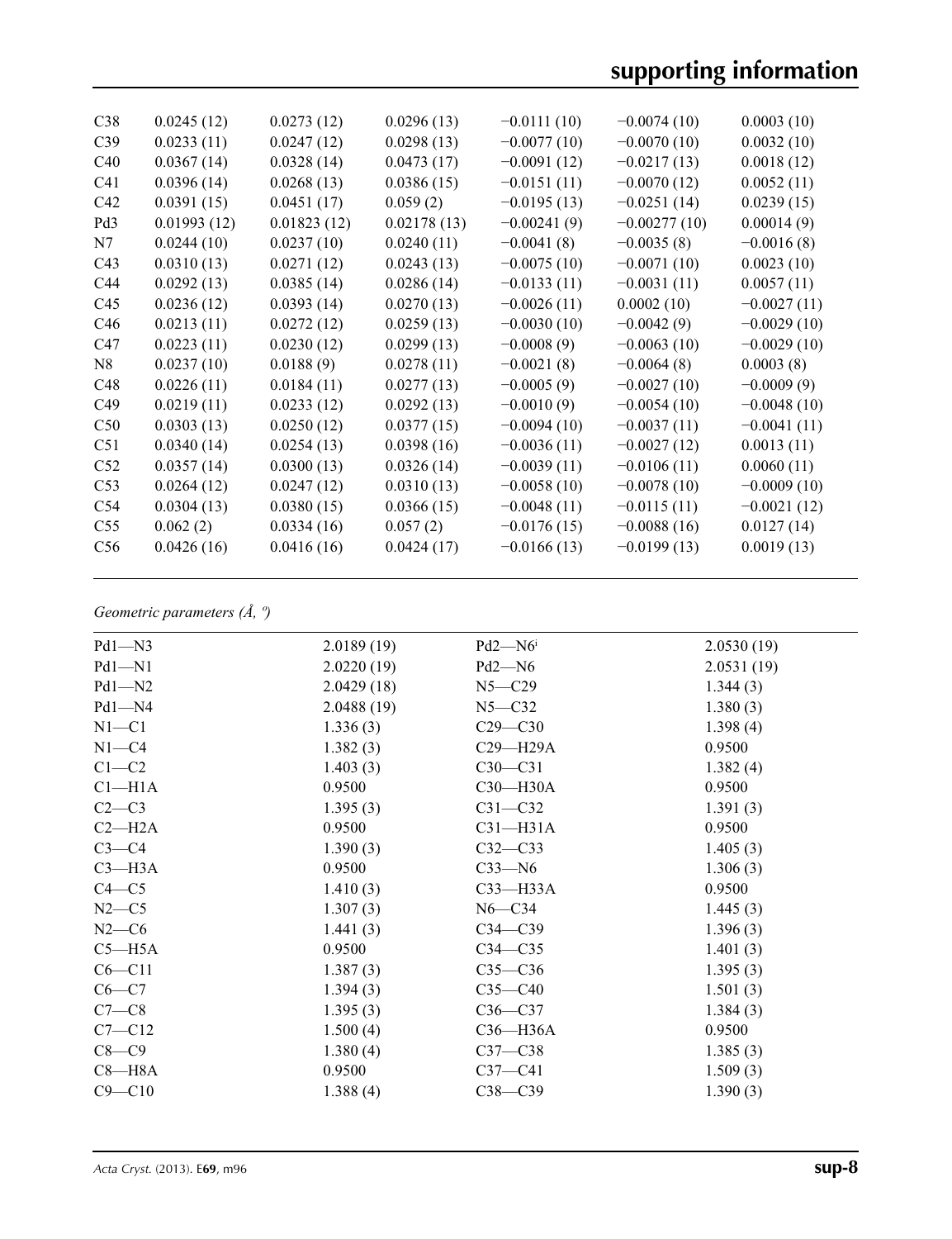| | | | | | | |
|---|---|---|---|---|---|---|
| C38 | 0.0245 (12) | 0.0273 (12) | 0.0296 (13) | −0.0111 (10) | −0.0074 (10) | 0.0003 (10) |
| C39 | 0.0233 (11) | 0.0247 (12) | 0.0298 (13) | −0.0077 (10) | −0.0070 (10) | 0.0032 (10) |
| C40 | 0.0367 (14) | 0.0328 (14) | 0.0473 (17) | −0.0091 (12) | −0.0217 (13) | 0.0018 (12) |
| C41 | 0.0396 (14) | 0.0268 (13) | 0.0386 (15) | −0.0151 (11) | −0.0070 (12) | 0.0052 (11) |
| C42 | 0.0391 (15) | 0.0451 (17) | 0.059 (2) | −0.0195 (13) | −0.0251 (14) | 0.0239 (15) |
| Pd3 | 0.01993 (12) | 0.01823 (12) | 0.02178 (13) | −0.00241 (9) | −0.00277 (10) | 0.00014 (9) |
| N7 | 0.0244 (10) | 0.0237 (10) | 0.0240 (11) | −0.0041 (8) | −0.0035 (8) | −0.0016 (8) |
| C43 | 0.0310 (13) | 0.0271 (12) | 0.0243 (13) | −0.0075 (10) | −0.0071 (10) | 0.0023 (10) |
| C44 | 0.0292 (13) | 0.0385 (14) | 0.0286 (14) | −0.0133 (11) | −0.0031 (11) | 0.0057 (11) |
| C45 | 0.0236 (12) | 0.0393 (14) | 0.0270 (13) | −0.0026 (11) | 0.0002 (10) | −0.0027 (11) |
| C46 | 0.0213 (11) | 0.0272 (12) | 0.0259 (13) | −0.0030 (10) | −0.0042 (9) | −0.0029 (10) |
| C47 | 0.0223 (11) | 0.0230 (12) | 0.0299 (13) | −0.0008 (9) | −0.0063 (10) | −0.0029 (10) |
| N8 | 0.0237 (10) | 0.0188 (9) | 0.0278 (11) | −0.0021 (8) | −0.0064 (8) | 0.0003 (8) |
| C48 | 0.0226 (11) | 0.0184 (11) | 0.0277 (13) | −0.0005 (9) | −0.0027 (10) | −0.0009 (9) |
| C49 | 0.0219 (11) | 0.0233 (12) | 0.0292 (13) | −0.0010 (9) | −0.0054 (10) | −0.0048 (10) |
| C50 | 0.0303 (13) | 0.0250 (12) | 0.0377 (15) | −0.0094 (10) | −0.0037 (11) | −0.0041 (11) |
| C51 | 0.0340 (14) | 0.0254 (13) | 0.0398 (16) | −0.0036 (11) | −0.0027 (12) | 0.0013 (11) |
| C52 | 0.0357 (14) | 0.0300 (13) | 0.0326 (14) | −0.0039 (11) | −0.0106 (11) | 0.0060 (11) |
| C53 | 0.0264 (12) | 0.0247 (12) | 0.0310 (13) | −0.0058 (10) | −0.0078 (10) | −0.0009 (10) |
| C54 | 0.0304 (13) | 0.0380 (15) | 0.0366 (15) | −0.0048 (11) | −0.0115 (11) | −0.0021 (12) |
| C55 | 0.062 (2) | 0.0334 (16) | 0.057 (2) | −0.0176 (15) | −0.0088 (16) | 0.0127 (14) |
| C56 | 0.0426 (16) | 0.0416 (16) | 0.0424 (17) | −0.0166 (13) | −0.0199 (13) | 0.0019 (13) |

*Geometric parameters (Å, º)*

| | | | |
|---|---|---|---|
| Pd1—N3 | 2.0189 (19) | Pd2—N6$^{i}$ | 2.0530 (19) |
| Pd1—N1 | 2.0220 (19) | Pd2—N6 | 2.0531 (19) |
| Pd1—N2 | 2.0429 (18) | N5—C29 | 1.344 (3) |
| Pd1—N4 | 2.0488 (19) | N5—C32 | 1.380 (3) |
| N1—C1 | 1.336 (3) | C29—C30 | 1.398 (4) |
| N1—C4 | 1.382 (3) | C29—H29A | 0.9500 |
| C1—C2 | 1.403 (3) | C30—C31 | 1.382 (4) |
| C1—H1A | 0.9500 | C30—H30A | 0.9500 |
| C2—C3 | 1.395 (3) | C31—C32 | 1.391 (3) |
| C2—H2A | 0.9500 | C31—H31A | 0.9500 |
| C3—C4 | 1.390 (3) | C32—C33 | 1.405 (3) |
| C3—H3A | 0.9500 | C33—N6 | 1.306 (3) |
| C4—C5 | 1.410 (3) | C33—H33A | 0.9500 |
| N2—C5 | 1.307 (3) | N6—C34 | 1.445 (3) |
| N2—C6 | 1.441 (3) | C34—C39 | 1.396 (3) |
| C5—H5A | 0.9500 | C34—C35 | 1.401 (3) |
| C6—C11 | 1.387 (3) | C35—C36 | 1.395 (3) |
| C6—C7 | 1.394 (3) | C35—C40 | 1.501 (3) |
| C7—C8 | 1.395 (3) | C36—C37 | 1.384 (3) |
| C7—C12 | 1.500 (4) | C36—H36A | 0.9500 |
| C8—C9 | 1.380 (4) | C37—C38 | 1.385 (3) |
| C8—H8A | 0.9500 | C37—C41 | 1.509 (3) |
| C9—C10 | 1.388 (4) | C38—C39 | 1.390 (3) |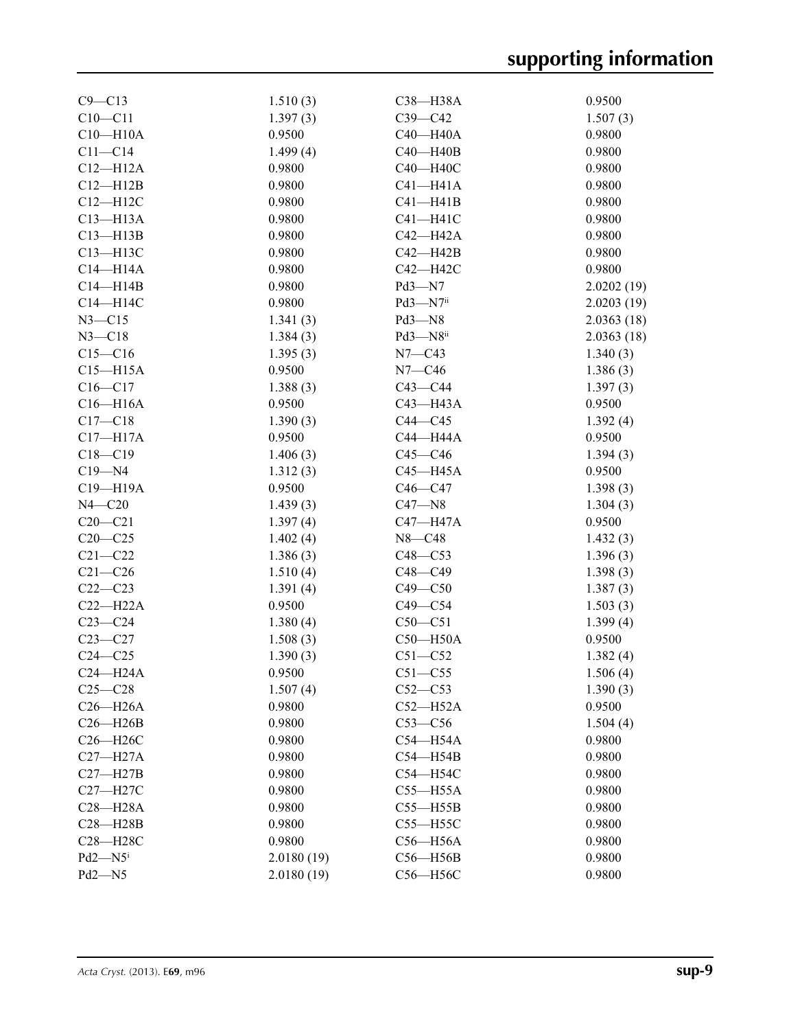| | | | |
|---|---|---|---|
| C9—C13 | 1.510 (3) | C38—H38A | 0.9500 |
| C10—C11 | 1.397 (3) | C39—C42 | 1.507 (3) |
| C10—H10A | 0.9500 | C40—H40A | 0.9800 |
| C11—C14 | 1.499 (4) | C40—H40B | 0.9800 |
| C12—H12A | 0.9800 | C40—H40C | 0.9800 |
| C12—H12B | 0.9800 | C41—H41A | 0.9800 |
| C12—H12C | 0.9800 | C41—H41B | 0.9800 |
| C13—H13A | 0.9800 | C41—H41C | 0.9800 |
| C13—H13B | 0.9800 | C42—H42A | 0.9800 |
| C13—H13C | 0.9800 | C42—H42B | 0.9800 |
| C14—H14A | 0.9800 | C42—H42C | 0.9800 |
| C14—H14B | 0.9800 | Pd3—N7 | 2.0202 (19) |
| C14—H14C | 0.9800 | Pd3—N7$^{ii}$ | 2.0203 (19) |
| N3—C15 | 1.341 (3) | Pd3—N8 | 2.0363 (18) |
| N3—C18 | 1.384 (3) | Pd3—N8$^{ii}$ | 2.0363 (18) |
| C15—C16 | 1.395 (3) | N7—C43 | 1.340 (3) |
| C15—H15A | 0.9500 | N7—C46 | 1.386 (3) |
| C16—C17 | 1.388 (3) | C43—C44 | 1.397 (3) |
| C16—H16A | 0.9500 | C43—H43A | 0.9500 |
| C17—C18 | 1.390 (3) | C44—C45 | 1.392 (4) |
| C17—H17A | 0.9500 | C44—H44A | 0.9500 |
| C18—C19 | 1.406 (3) | C45—C46 | 1.394 (3) |
| C19—N4 | 1.312 (3) | C45—H45A | 0.9500 |
| C19—H19A | 0.9500 | C46—C47 | 1.398 (3) |
| N4—C20 | 1.439 (3) | C47—N8 | 1.304 (3) |
| C20—C21 | 1.397 (4) | C47—H47A | 0.9500 |
| C20—C25 | 1.402 (4) | N8—C48 | 1.432 (3) |
| C21—C22 | 1.386 (3) | C48—C53 | 1.396 (3) |
| C21—C26 | 1.510 (4) | C48—C49 | 1.398 (3) |
| C22—C23 | 1.391 (4) | C49—C50 | 1.387 (3) |
| C22—H22A | 0.9500 | C49—C54 | 1.503 (3) |
| C23—C24 | 1.380 (4) | C50—C51 | 1.399 (4) |
| C23—C27 | 1.508 (3) | C50—H50A | 0.9500 |
| C24—C25 | 1.390 (3) | C51—C52 | 1.382 (4) |
| C24—H24A | 0.9500 | C51—C55 | 1.506 (4) |
| C25—C28 | 1.507 (4) | C52—C53 | 1.390 (3) |
| C26—H26A | 0.9800 | C52—H52A | 0.9500 |
| C26—H26B | 0.9800 | C53—C56 | 1.504 (4) |
| C26—H26C | 0.9800 | C54—H54A | 0.9800 |
| C27—H27A | 0.9800 | C54—H54B | 0.9800 |
| C27—H27B | 0.9800 | C54—H54C | 0.9800 |
| C27—H27C | 0.9800 | C55—H55A | 0.9800 |
| C28—H28A | 0.9800 | C55—H55B | 0.9800 |
| C28—H28B | 0.9800 | C55—H55C | 0.9800 |
| C28—H28C | 0.9800 | C56—H56A | 0.9800 |
| Pd2—N5$^{i}$ | 2.0180 (19) | C56—H56B | 0.9800 |
| Pd2—N5 | 2.0180 (19) | C56—H56C | 0.9800 |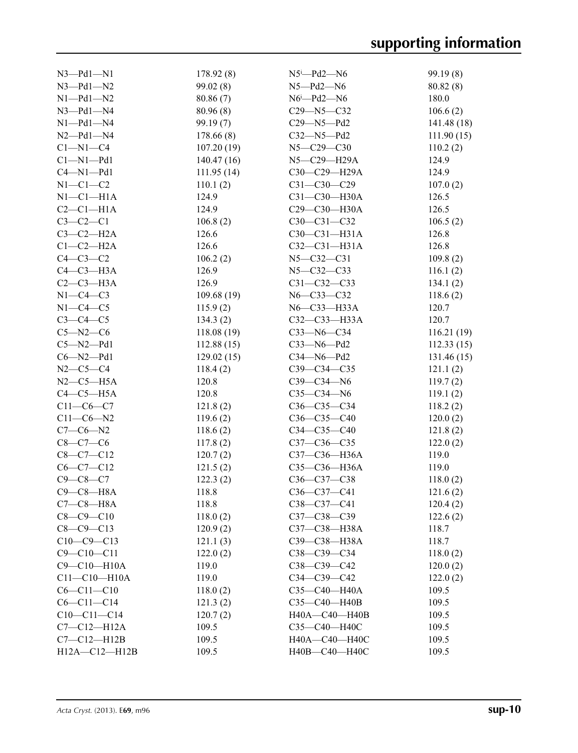| | | | |
|---|---|---|---|
| N3—Pd1—N1 | 178.92 (8) | N5$^{i}$—Pd2—N6 | 99.19 (8) |
| N3—Pd1—N2 | 99.02 (8) | N5—Pd2—N6 | 80.82 (8) |
| N1—Pd1—N2 | 80.86 (7) | N6$^{i}$—Pd2—N6 | 180.0 |
| N3—Pd1—N4 | 80.96 (8) | C29—N5—C32 | 106.6 (2) |
| N1—Pd1—N4 | 99.19 (7) | C29—N5—Pd2 | 141.48 (18) |
| N2—Pd1—N4 | 178.66 (8) | C32—N5—Pd2 | 111.90 (15) |
| C1—N1—C4 | 107.20 (19) | N5—C29—C30 | 110.2 (2) |
| C1—N1—Pd1 | 140.47 (16) | N5—C29—H29A | 124.9 |
| C4—N1—Pd1 | 111.95 (14) | C30—C29—H29A | 124.9 |
| N1—C1—C2 | 110.1 (2) | C31—C30—C29 | 107.0 (2) |
| N1—C1—H1A | 124.9 | C31—C30—H30A | 126.5 |
| C2—C1—H1A | 124.9 | C29—C30—H30A | 126.5 |
| C3—C2—C1 | 106.8 (2) | C30—C31—C32 | 106.5 (2) |
| C3—C2—H2A | 126.6 | C30—C31—H31A | 126.8 |
| C1—C2—H2A | 126.6 | C32—C31—H31A | 126.8 |
| C4—C3—C2 | 106.2 (2) | N5—C32—C31 | 109.8 (2) |
| C4—C3—H3A | 126.9 | N5—C32—C33 | 116.1 (2) |
| C2—C3—H3A | 126.9 | C31—C32—C33 | 134.1 (2) |
| N1—C4—C3 | 109.68 (19) | N6—C33—C32 | 118.6 (2) |
| N1—C4—C5 | 115.9 (2) | N6—C33—H33A | 120.7 |
| C3—C4—C5 | 134.3 (2) | C32—C33—H33A | 120.7 |
| C5—N2—C6 | 118.08 (19) | C33—N6—C34 | 116.21 (19) |
| C5—N2—Pd1 | 112.88 (15) | C33—N6—Pd2 | 112.33 (15) |
| C6—N2—Pd1 | 129.02 (15) | C34—N6—Pd2 | 131.46 (15) |
| N2—C5—C4 | 118.4 (2) | C39—C34—C35 | 121.1 (2) |
| N2—C5—H5A | 120.8 | C39—C34—N6 | 119.7 (2) |
| C4—C5—H5A | 120.8 | C35—C34—N6 | 119.1 (2) |
| C11—C6—C7 | 121.8 (2) | C36—C35—C34 | 118.2 (2) |
| C11—C6—N2 | 119.6 (2) | C36—C35—C40 | 120.0 (2) |
| C7—C6—N2 | 118.6 (2) | C34—C35—C40 | 121.8 (2) |
| C8—C7—C6 | 117.8 (2) | C37—C36—C35 | 122.0 (2) |
| C8—C7—C12 | 120.7 (2) | C37—C36—H36A | 119.0 |
| C6—C7—C12 | 121.5 (2) | C35—C36—H36A | 119.0 |
| C9—C8—C7 | 122.3 (2) | C36—C37—C38 | 118.0 (2) |
| C9—C8—H8A | 118.8 | C36—C37—C41 | 121.6 (2) |
| C7—C8—H8A | 118.8 | C38—C37—C41 | 120.4 (2) |
| C8—C9—C10 | 118.0 (2) | C37—C38—C39 | 122.6 (2) |
| C8—C9—C13 | 120.9 (2) | C37—C38—H38A | 118.7 |
| C10—C9—C13 | 121.1 (3) | C39—C38—H38A | 118.7 |
| C9—C10—C11 | 122.0 (2) | C38—C39—C34 | 118.0 (2) |
| C9—C10—H10A | 119.0 | C38—C39—C42 | 120.0 (2) |
| C11—C10—H10A | 119.0 | C34—C39—C42 | 122.0 (2) |
| C6—C11—C10 | 118.0 (2) | C35—C40—H40A | 109.5 |
| C6—C11—C14 | 121.3 (2) | C35—C40—H40B | 109.5 |
| C10—C11—C14 | 120.7 (2) | H40A—C40—H40B | 109.5 |
| C7—C12—H12A | 109.5 | C35—C40—H40C | 109.5 |
| C7—C12—H12B | 109.5 | H40A—C40—H40C | 109.5 |
| H12A—C12—H12B | 109.5 | H40B—C40—H40C | 109.5 |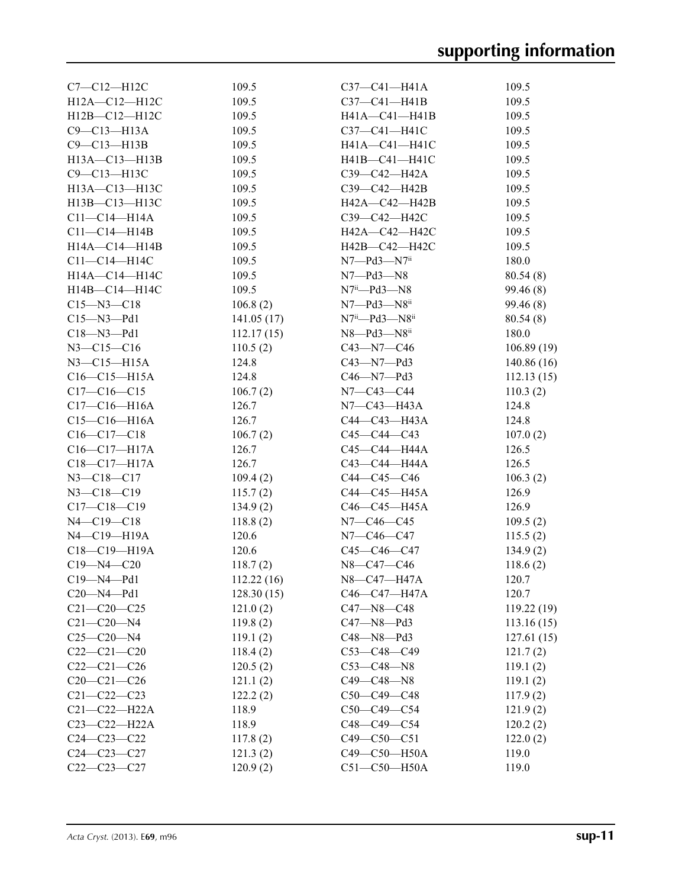| | | | |
|---|---|---|---|
| C7—C12—H12C | 109.5 | C37—C41—H41A | 109.5 |
| H12A—C12—H12C | 109.5 | C37—C41—H41B | 109.5 |
| H12B—C12—H12C | 109.5 | H41A—C41—H41B | 109.5 |
| C9—C13—H13A | 109.5 | C37—C41—H41C | 109.5 |
| C9—C13—H13B | 109.5 | H41A—C41—H41C | 109.5 |
| H13A—C13—H13B | 109.5 | H41B—C41—H41C | 109.5 |
| C9—C13—H13C | 109.5 | C39—C42—H42A | 109.5 |
| H13A—C13—H13C | 109.5 | C39—C42—H42B | 109.5 |
| H13B—C13—H13C | 109.5 | H42A—C42—H42B | 109.5 |
| C11—C14—H14A | 109.5 | C39—C42—H42C | 109.5 |
| C11—C14—H14B | 109.5 | H42A—C42—H42C | 109.5 |
| H14A—C14—H14B | 109.5 | H42B—C42—H42C | 109.5 |
| C11—C14—H14C | 109.5 | N7—Pd3—N7$^{ii}$ | 180.0 |
| H14A—C14—H14C | 109.5 | N7—Pd3—N8 | 80.54 (8) |
| H14B—C14—H14C | 109.5 | N7$^{ii}$—Pd3—N8 | 99.46 (8) |
| C15—N3—C18 | 106.8 (2) | N7—Pd3—N8$^{ii}$ | 99.46 (8) |
| C15—N3—Pd1 | 141.05 (17) | N7$^{ii}$—Pd3—N8$^{ii}$ | 80.54 (8) |
| C18—N3—Pd1 | 112.17 (15) | N8—Pd3—N8$^{ii}$ | 180.0 |
| N3—C15—C16 | 110.5 (2) | C43—N7—C46 | 106.89 (19) |
| N3—C15—H15A | 124.8 | C43—N7—Pd3 | 140.86 (16) |
| C16—C15—H15A | 124.8 | C46—N7—Pd3 | 112.13 (15) |
| C17—C16—C15 | 106.7 (2) | N7—C43—C44 | 110.3 (2) |
| C17—C16—H16A | 126.7 | N7—C43—H43A | 124.8 |
| C15—C16—H16A | 126.7 | C44—C43—H43A | 124.8 |
| C16—C17—C18 | 106.7 (2) | C45—C44—C43 | 107.0 (2) |
| C16—C17—H17A | 126.7 | C45—C44—H44A | 126.5 |
| C18—C17—H17A | 126.7 | C43—C44—H44A | 126.5 |
| N3—C18—C17 | 109.4 (2) | C44—C45—C46 | 106.3 (2) |
| N3—C18—C19 | 115.7 (2) | C44—C45—H45A | 126.9 |
| C17—C18—C19 | 134.9 (2) | C46—C45—H45A | 126.9 |
| N4—C19—C18 | 118.8 (2) | N7—C46—C45 | 109.5 (2) |
| N4—C19—H19A | 120.6 | N7—C46—C47 | 115.5 (2) |
| C18—C19—H19A | 120.6 | C45—C46—C47 | 134.9 (2) |
| C19—N4—C20 | 118.7 (2) | N8—C47—C46 | 118.6 (2) |
| C19—N4—Pd1 | 112.22 (16) | N8—C47—H47A | 120.7 |
| C20—N4—Pd1 | 128.30 (15) | C46—C47—H47A | 120.7 |
| C21—C20—C25 | 121.0 (2) | C47—N8—C48 | 119.22 (19) |
| C21—C20—N4 | 119.8 (2) | C47—N8—Pd3 | 113.16 (15) |
| C25—C20—N4 | 119.1 (2) | C48—N8—Pd3 | 127.61 (15) |
| C22—C21—C20 | 118.4 (2) | C53—C48—C49 | 121.7 (2) |
| C22—C21—C26 | 120.5 (2) | C53—C48—N8 | 119.1 (2) |
| C20—C21—C26 | 121.1 (2) | C49—C48—N8 | 119.1 (2) |
| C21—C22—C23 | 122.2 (2) | C50—C49—C48 | 117.9 (2) |
| C21—C22—H22A | 118.9 | C50—C49—C54 | 121.9 (2) |
| C23—C22—H22A | 118.9 | C48—C49—C54 | 120.2 (2) |
| C24—C23—C22 | 117.8 (2) | C49—C50—C51 | 122.0 (2) |
| C24—C23—C27 | 121.3 (2) | C49—C50—H50A | 119.0 |
| C22—C23—C27 | 120.9 (2) | C51—C50—H50A | 119.0 |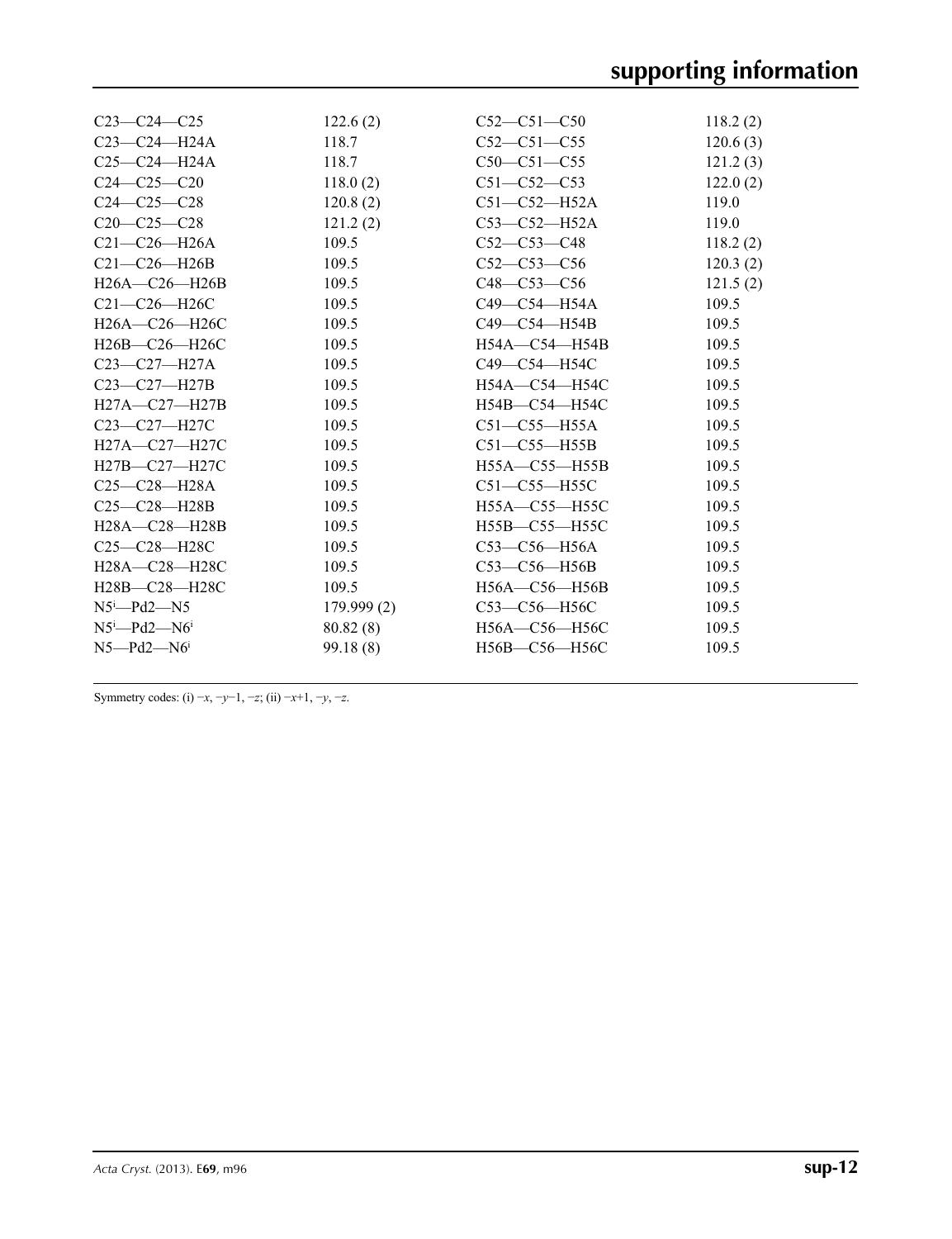| | | | |
|---|---|---|---|
| C23—C24—C25 | 122.6 (2) | C52—C51—C50 | 118.2 (2) |
| C23—C24—H24A | 118.7 | C52—C51—C55 | 120.6 (3) |
| C25—C24—H24A | 118.7 | C50—C51—C55 | 121.2 (3) |
| C24—C25—C20 | 118.0 (2) | C51—C52—C53 | 122.0 (2) |
| C24—C25—C28 | 120.8 (2) | C51—C52—H52A | 119.0 |
| C20—C25—C28 | 121.2 (2) | C53—C52—H52A | 119.0 |
| C21—C26—H26A | 109.5 | C52—C53—C48 | 118.2 (2) |
| C21—C26—H26B | 109.5 | C52—C53—C56 | 120.3 (2) |
| H26A—C26—H26B | 109.5 | C48—C53—C56 | 121.5 (2) |
| C21—C26—H26C | 109.5 | C49—C54—H54A | 109.5 |
| H26A—C26—H26C | 109.5 | C49—C54—H54B | 109.5 |
| H26B—C26—H26C | 109.5 | H54A—C54—H54B | 109.5 |
| C23—C27—H27A | 109.5 | C49—C54—H54C | 109.5 |
| C23—C27—H27B | 109.5 | H54A—C54—H54C | 109.5 |
| H27A—C27—H27B | 109.5 | H54B—C54—H54C | 109.5 |
| C23—C27—H27C | 109.5 | C51—C55—H55A | 109.5 |
| H27A—C27—H27C | 109.5 | C51—C55—H55B | 109.5 |
| H27B—C27—H27C | 109.5 | H55A—C55—H55B | 109.5 |
| C25—C28—H28A | 109.5 | C51—C55—H55C | 109.5 |
| C25—C28—H28B | 109.5 | H55A—C55—H55C | 109.5 |
| H28A—C28—H28B | 109.5 | H55B—C55—H55C | 109.5 |
| C25—C28—H28C | 109.5 | C53—C56—H56A | 109.5 |
| H28A—C28—H28C | 109.5 | C53—C56—H56B | 109.5 |
| H28B—C28—H28C | 109.5 | H56A—C56—H56B | 109.5 |
| $N5^{i}$—Pd2—N5 | 179.999 (2) | C53—C56—H56C | 109.5 |
| $N5^{i}$—Pd2—$N6^{i}$ | 80.82 (8) | H56A—C56—H56C | 109.5 |
| N5—Pd2—$N6^{i}$ | 99.18 (8) | H56B—C56—H56C | 109.5 |

Symmetry codes: (i) $-x, -y-1, -z$; (ii) $-x+1, -y, -z$.